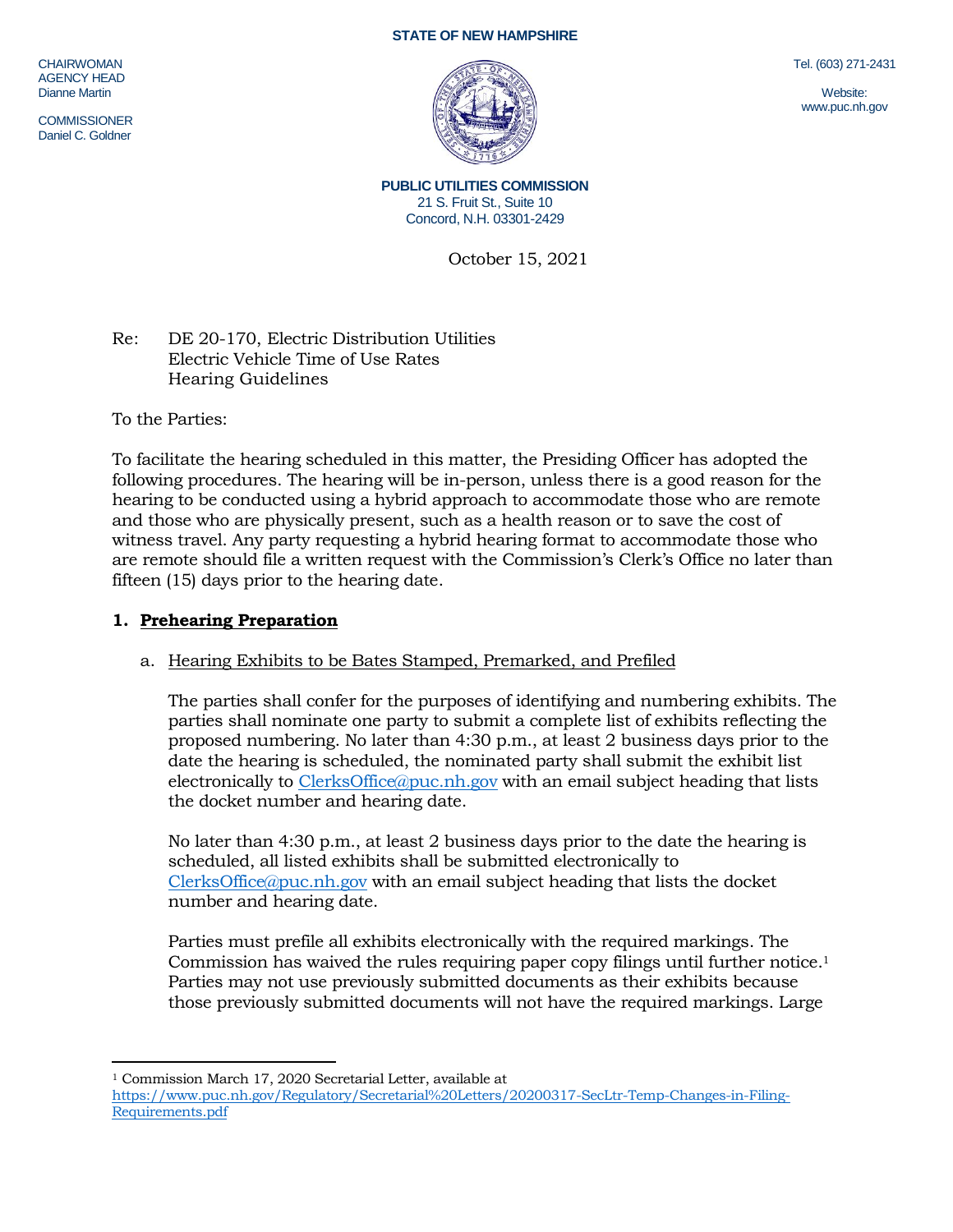STATE OF NEW HAMPSHIRE

CHAIRWOMAN
AGENCY HEAD
Dianne Martin

COMMISSIONER
Daniel C. Goldner

Tel. (603) 271-2431

Website:
www.puc.nh.gov

**PUBLIC UTILITIES COMMISSION**
21 S. Fruit St., Suite 10
Concord, N.H. 03301-2429

October 15, 2021

Re: DE 20-170, Electric Distribution Utilities
Electric Vehicle Time of Use Rates
Hearing Guidelines

To the Parties:

To facilitate the hearing scheduled in this matter, the Presiding Officer has adopted the following procedures. The hearing will be in-person, unless there is a good reason for the hearing to be conducted using a hybrid approach to accommodate those who are remote and those who are physically present, such as a health reason or to save the cost of witness travel. Any party requesting a hybrid hearing format to accommodate those who are remote should file a written request with the Commission's Clerk's Office no later than fifteen (15) days prior to the hearing date.

**1. Prehearing Preparation**

a. Hearing Exhibits to be Bates Stamped, Premarked, and Prefiled

The parties shall confer for the purposes of identifying and numbering exhibits. The parties shall nominate one party to submit a complete list of exhibits reflecting the proposed numbering. No later than 4:30 p.m., at least 2 business days prior to the date the hearing is scheduled, the nominated party shall submit the exhibit list electronically to ClerksOffice@puc.nh.gov with an email subject heading that lists the docket number and hearing date.

No later than 4:30 p.m., at least 2 business days prior to the date the hearing is scheduled, all listed exhibits shall be submitted electronically to ClerksOffice@puc.nh.gov with an email subject heading that lists the docket number and hearing date.

Parties must prefile all exhibits electronically with the required markings. The Commission has waived the rules requiring paper copy filings until further notice.[1] Parties may not use previously submitted documents as their exhibits because those previously submitted documents will not have the required markings. Large

[1] Commission March 17, 2020 Secretarial Letter, available at https://www.puc.nh.gov/Regulatory/Secretarial%20Letters/20200317-SecLtr-Temp-Changes-in-Filing-Requirements.pdf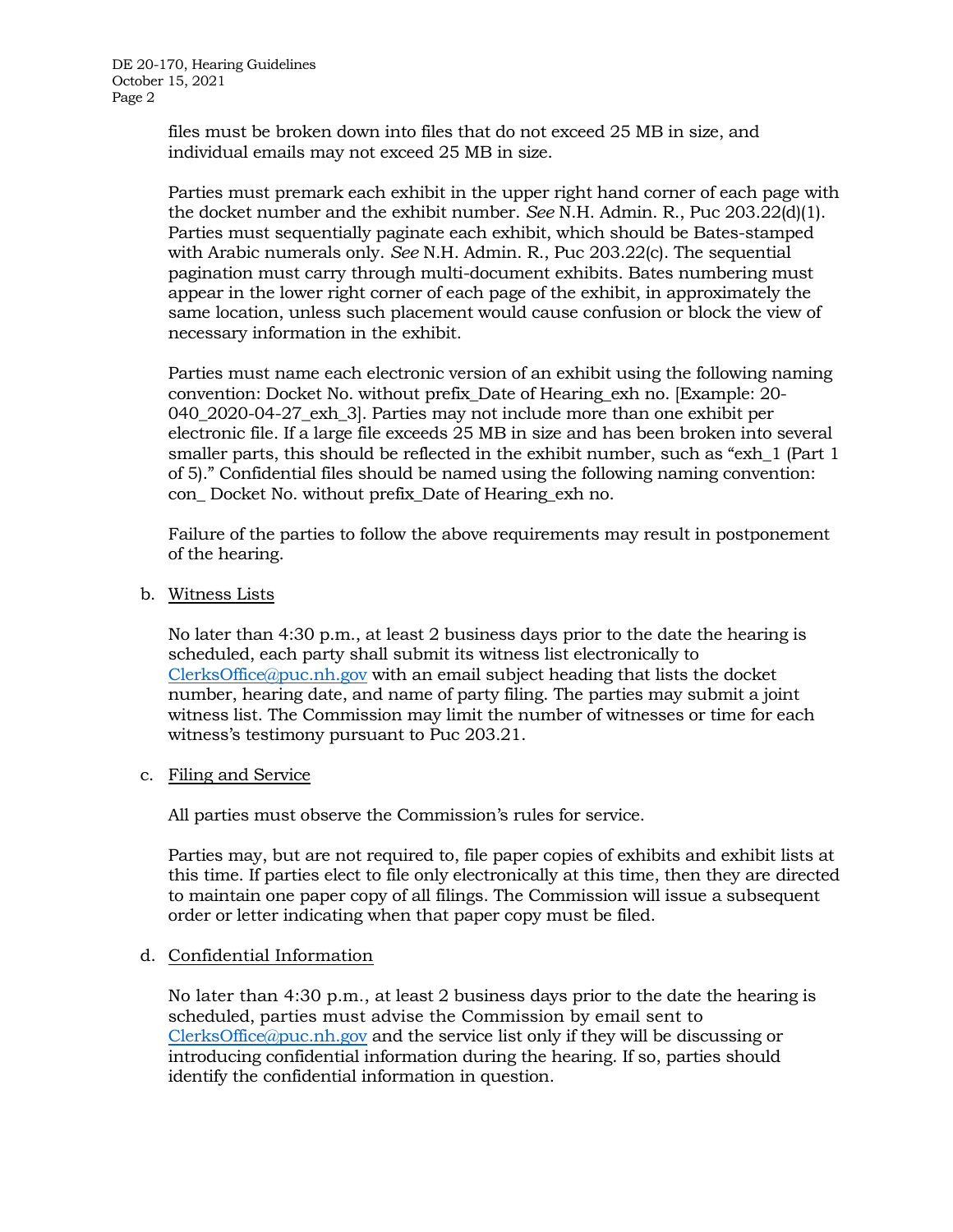files must be broken down into files that do not exceed 25 MB in size, and individual emails may not exceed 25 MB in size.

Parties must premark each exhibit in the upper right hand corner of each page with the docket number and the exhibit number. *See* N.H. Admin. R., Puc 203.22(d)(1). Parties must sequentially paginate each exhibit, which should be Bates-stamped with Arabic numerals only. *See* N.H. Admin. R., Puc 203.22(c). The sequential pagination must carry through multi-document exhibits. Bates numbering must appear in the lower right corner of each page of the exhibit, in approximately the same location, unless such placement would cause confusion or block the view of necessary information in the exhibit.

Parties must name each electronic version of an exhibit using the following naming convention: Docket No. without prefix_Date of Hearing_exh no. [Example: 20-040_2020-04-27_exh_3]. Parties may not include more than one exhibit per electronic file. If a large file exceeds 25 MB in size and has been broken into several smaller parts, this should be reflected in the exhibit number, such as "exh_1 (Part 1 of 5)." Confidential files should be named using the following naming convention: con_ Docket No. without prefix_Date of Hearing_exh no.

Failure of the parties to follow the above requirements may result in postponement of the hearing.

b. Witness Lists

No later than 4:30 p.m., at least 2 business days prior to the date the hearing is scheduled, each party shall submit its witness list electronically to ClerksOffice@puc.nh.gov with an email subject heading that lists the docket number, hearing date, and name of party filing. The parties may submit a joint witness list. The Commission may limit the number of witnesses or time for each witness's testimony pursuant to Puc 203.21.

c. Filing and Service

All parties must observe the Commission's rules for service.

Parties may, but are not required to, file paper copies of exhibits and exhibit lists at this time. If parties elect to file only electronically at this time, then they are directed to maintain one paper copy of all filings. The Commission will issue a subsequent order or letter indicating when that paper copy must be filed.

d. Confidential Information

No later than 4:30 p.m., at least 2 business days prior to the date the hearing is scheduled, parties must advise the Commission by email sent to ClerksOffice@puc.nh.gov and the service list only if they will be discussing or introducing confidential information during the hearing. If so, parties should identify the confidential information in question.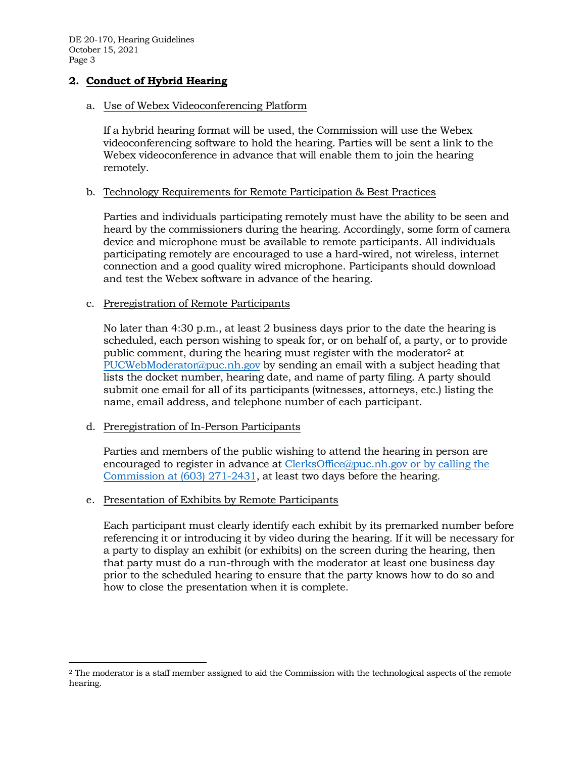## 2. Conduct of Hybrid Hearing

### a. Use of Webex Videoconferencing Platform

If a hybrid hearing format will be used, the Commission will use the Webex videoconferencing software to hold the hearing. Parties will be sent a link to the Webex videoconference in advance that will enable them to join the hearing remotely.

### b. Technology Requirements for Remote Participation & Best Practices

Parties and individuals participating remotely must have the ability to be seen and heard by the commissioners during the hearing. Accordingly, some form of camera device and microphone must be available to remote participants. All individuals participating remotely are encouraged to use a hard-wired, not wireless, internet connection and a good quality wired microphone. Participants should download and test the Webex software in advance of the hearing.

### c. Preregistration of Remote Participants

No later than 4:30 p.m., at least 2 business days prior to the date the hearing is scheduled, each person wishing to speak for, or on behalf of, a party, or to provide public comment, during the hearing must register with the moderator[2] at PUCWebModerator@puc.nh.gov by sending an email with a subject heading that lists the docket number, hearing date, and name of party filing. A party should submit one email for all of its participants (witnesses, attorneys, etc.) listing the name, email address, and telephone number of each participant.

### d. Preregistration of In-Person Participants

Parties and members of the public wishing to attend the hearing in person are encouraged to register in advance at ClerksOffice@puc.nh.gov or by calling the Commission at (603) 271-2431, at least two days before the hearing.

### e. Presentation of Exhibits by Remote Participants

Each participant must clearly identify each exhibit by its premarked number before referencing it or introducing it by video during the hearing. If it will be necessary for a party to display an exhibit (or exhibits) on the screen during the hearing, then that party must do a run-through with the moderator at least one business day prior to the scheduled hearing to ensure that the party knows how to do so and how to close the presentation when it is complete.

---

[2] The moderator is a staff member assigned to aid the Commission with the technological aspects of the remote hearing.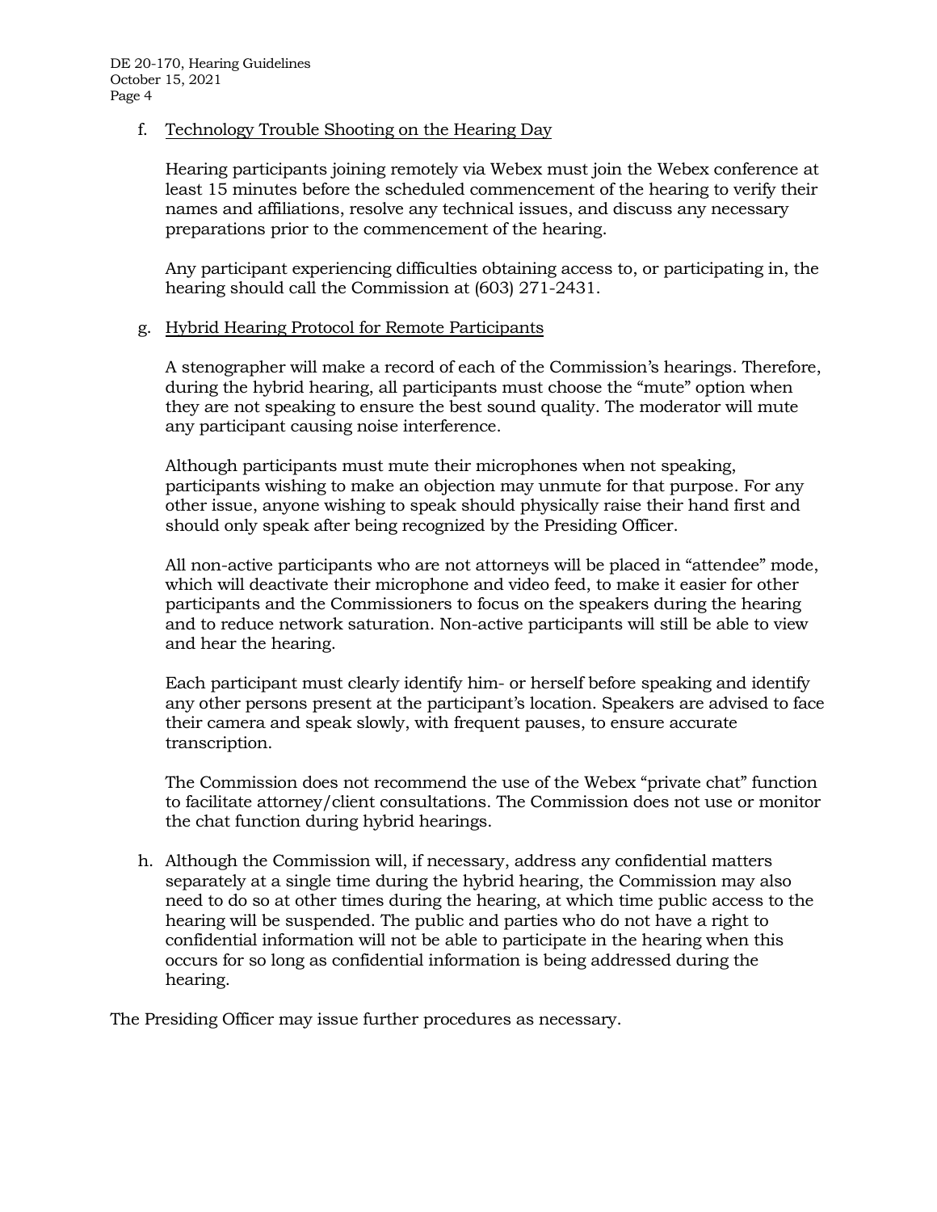f. <u>Technology Trouble Shooting on the Hearing Day</u>

   Hearing participants joining remotely via Webex must join the Webex conference at least 15 minutes before the scheduled commencement of the hearing to verify their names and affiliations, resolve any technical issues, and discuss any necessary preparations prior to the commencement of the hearing.

   Any participant experiencing difficulties obtaining access to, or participating in, the hearing should call the Commission at (603) 271-2431.

g. <u>Hybrid Hearing Protocol for Remote Participants</u>

   A stenographer will make a record of each of the Commission's hearings. Therefore, during the hybrid hearing, all participants must choose the "mute" option when they are not speaking to ensure the best sound quality. The moderator will mute any participant causing noise interference.

   Although participants must mute their microphones when not speaking, participants wishing to make an objection may unmute for that purpose. For any other issue, anyone wishing to speak should physically raise their hand first and should only speak after being recognized by the Presiding Officer.

   All non-active participants who are not attorneys will be placed in "attendee" mode, which will deactivate their microphone and video feed, to make it easier for other participants and the Commissioners to focus on the speakers during the hearing and to reduce network saturation. Non-active participants will still be able to view and hear the hearing.

   Each participant must clearly identify him- or herself before speaking and identify any other persons present at the participant's location. Speakers are advised to face their camera and speak slowly, with frequent pauses, to ensure accurate transcription.

   The Commission does not recommend the use of the Webex "private chat" function to facilitate attorney/client consultations. The Commission does not use or monitor the chat function during hybrid hearings.

h. Although the Commission will, if necessary, address any confidential matters separately at a single time during the hybrid hearing, the Commission may also need to do so at other times during the hearing, at which time public access to the hearing will be suspended. The public and parties who do not have a right to confidential information will not be able to participate in the hearing when this occurs for so long as confidential information is being addressed during the hearing.

The Presiding Officer may issue further procedures as necessary.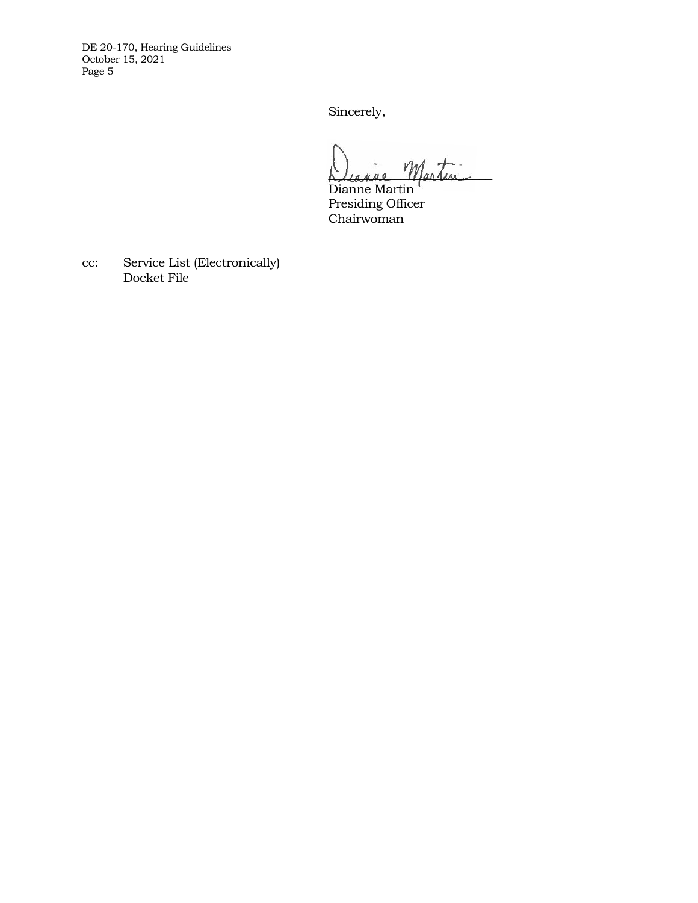Sincerely,

Dianne Martin
Presiding Officer
Chairwoman

cc: Service List (Electronically)
Docket File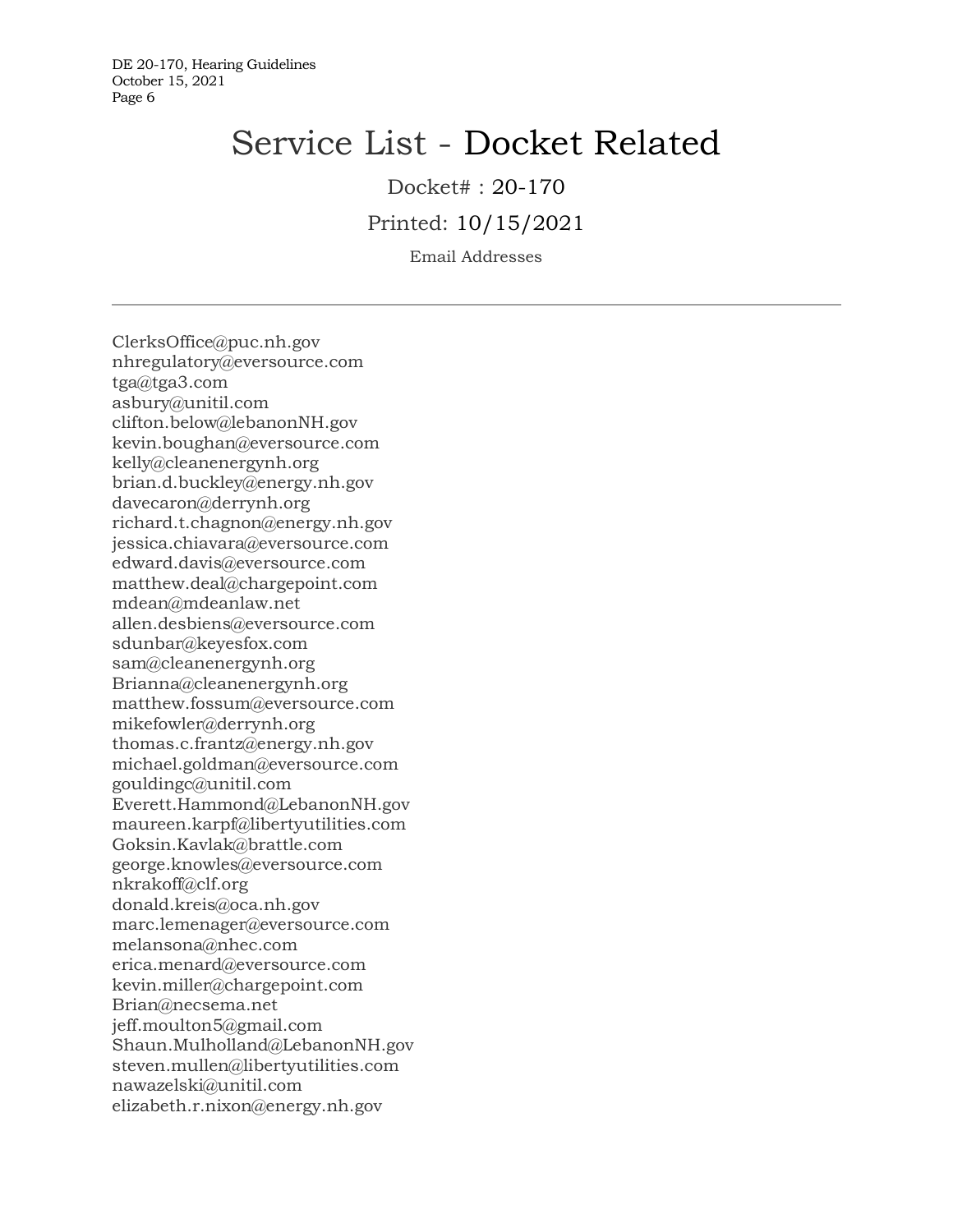# Service List - Docket Related

Docket# : 20-170

Printed: 10/15/2021

Email Addresses

---

ClerksOffice@puc.nh.gov
nhregulatory@eversource.com
tga@tga3.com
asbury@unitil.com
clifton.below@lebanonNH.gov
kevin.boughan@eversource.com
kelly@cleanenergynh.org
brian.d.buckley@energy.nh.gov
davecaron@derrynh.org
richard.t.chagnon@energy.nh.gov
jessica.chiavara@eversource.com
edward.davis@eversource.com
matthew.deal@chargepoint.com
mdean@mdeanlaw.net
allen.desbiens@eversource.com
sdunbar@keyesfox.com
sam@cleanenergynh.org
Brianna@cleanenergynh.org
matthew.fossum@eversource.com
mikefowler@derrynh.org
thomas.c.frantz@energy.nh.gov
michael.goldman@eversource.com
gouldingc@unitil.com
Everett.Hammond@LebanonNH.gov
maureen.karpf@libertyutilities.com
Goksin.Kavlak@brattle.com
george.knowles@eversource.com
nkrakoff@clf.org
donald.kreis@oca.nh.gov
marc.lemenager@eversource.com
melansona@nhec.com
erica.menard@eversource.com
kevin.miller@chargepoint.com
Brian@necsema.net
jeff.moulton5@gmail.com
Shaun.Mulholland@LebanonNH.gov
steven.mullen@libertyutilities.com
nawazelski@unitil.com
elizabeth.r.nixon@energy.nh.gov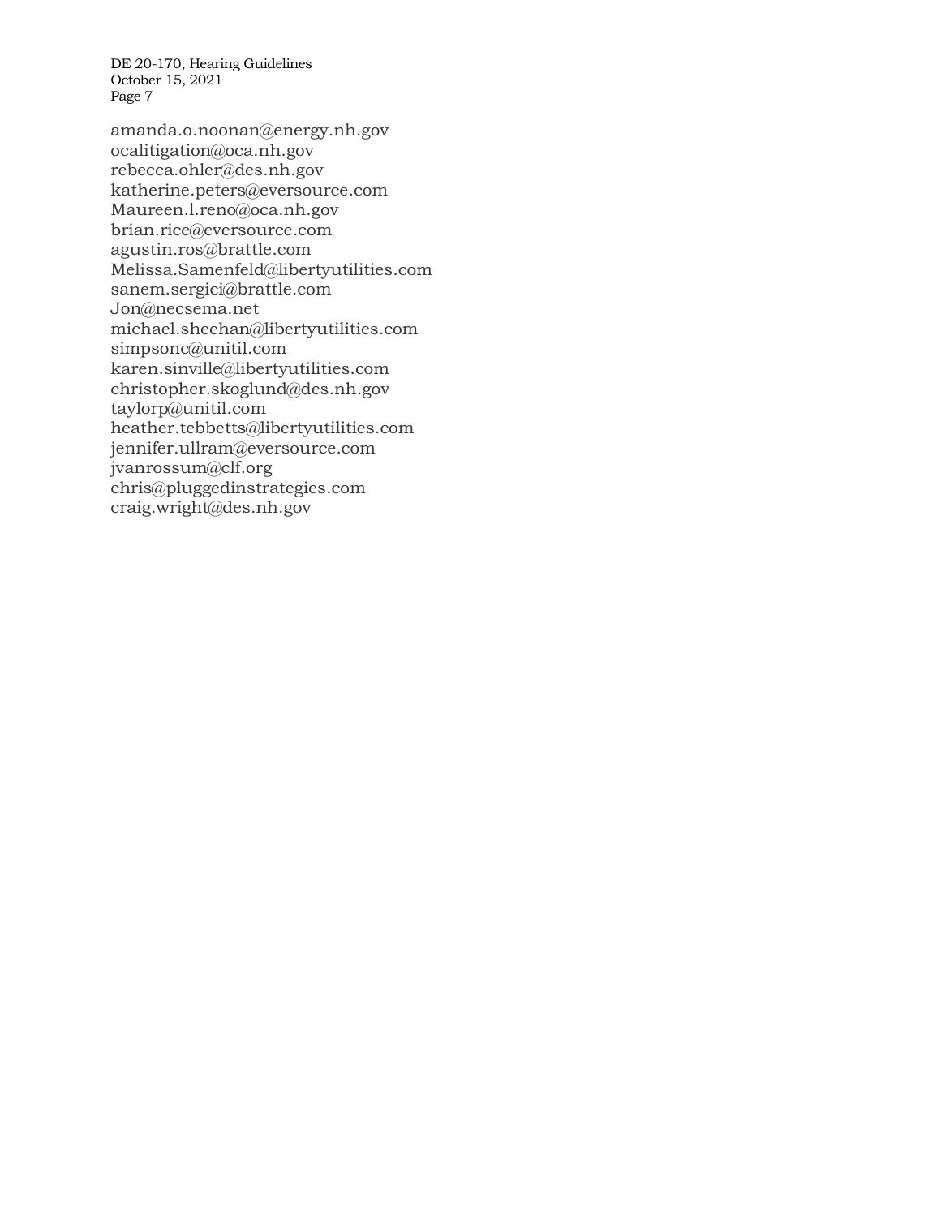amanda.o.noonan@energy.nh.gov
ocalitigation@oca.nh.gov
rebecca.ohler@des.nh.gov
katherine.peters@eversource.com
Maureen.l.reno@oca.nh.gov
brian.rice@eversource.com
agustin.ros@brattle.com
Melissa.Samenfeld@libertyutilities.com
sanem.sergici@brattle.com
Jon@necsema.net
michael.sheehan@libertyutilities.com
simpsonc@unitil.com
karen.sinville@libertyutilities.com
christopher.skoglund@des.nh.gov
taylorp@unitil.com
heather.tebbetts@libertyutilities.com
jennifer.ullram@eversource.com
jvanrossum@clf.org
chris@pluggedinstrategies.com
craig.wright@des.nh.gov